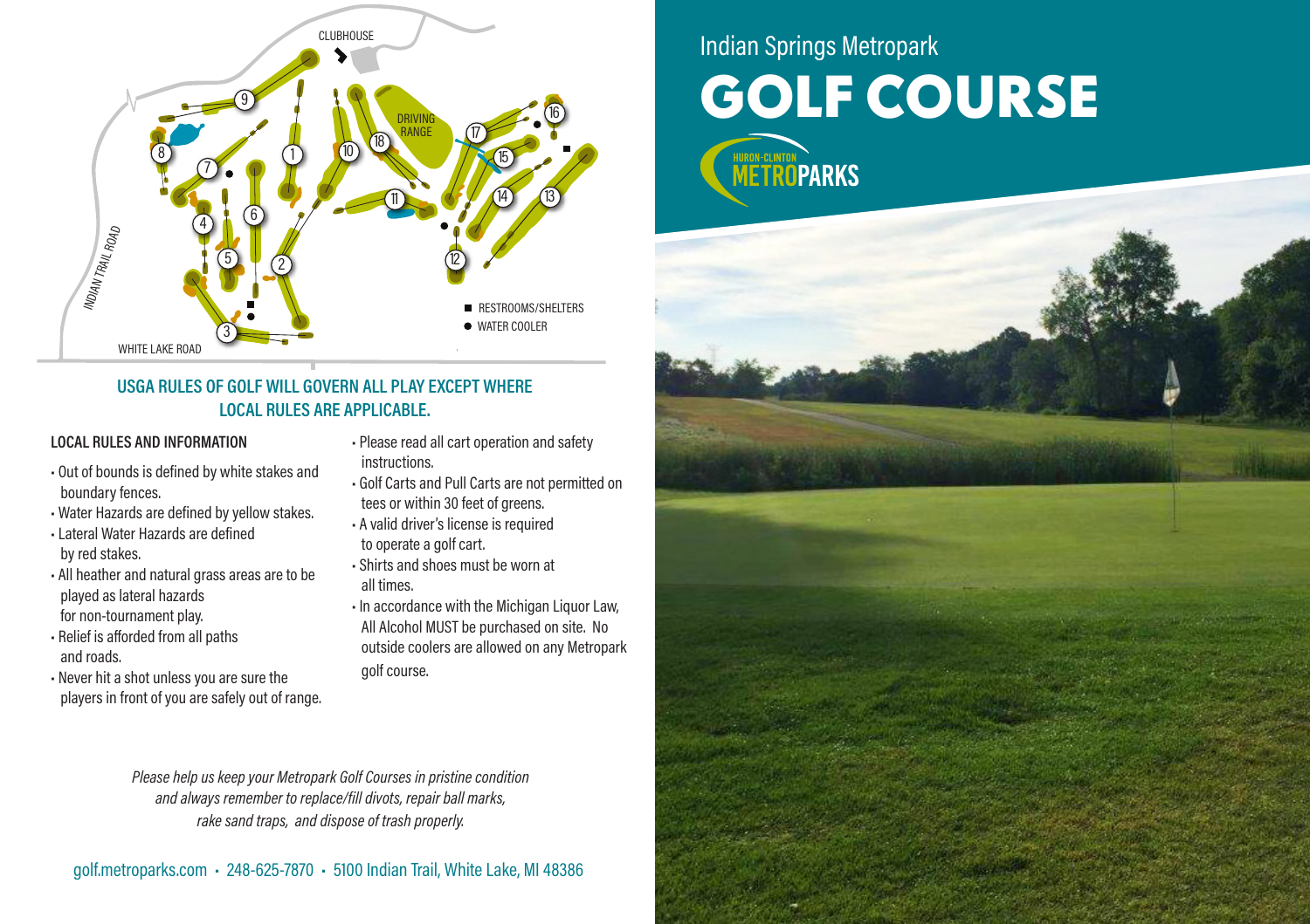# Indian Springs Metropark

# GOLF COURSE

HURON-CLINTON METROPARKS

CLUBHOUSE

DRIVING RANGE

INDIAN TRAIL ROAD

WHITE LAKE ROAD

■ RESTROOMS/SHELTERS

● WATER COOLER

## USGA RULES OF GOLF WILL GOVERN ALL PLAY EXCEPT WHERE LOCAL RULES ARE APPLICABLE.

### LOCAL RULES AND INFORMATION

- Out of bounds is defined by white stakes and boundary fences.
- Water Hazards are defined by yellow stakes.
- Lateral Water Hazards are defined by red stakes.
- All heather and natural grass areas are to be played as lateral hazards for non-tournament play.
- Relief is afforded from all paths and roads.
- Never hit a shot unless you are sure the players in front of you are safely out of range.
- Please read all cart operation and safety instructions.
- Golf Carts and Pull Carts are not permitted on tees or within 30 feet of greens.
- A valid driver's license is required to operate a golf cart.
- Shirts and shoes must be worn at all times.
- In accordance with the Michigan Liquor Law, All Alcohol MUST be purchased on site. No outside coolers are allowed on any Metropark golf course.

*Please help us keep your Metropark Golf Courses in pristine condition and always remember to replace/fill divots, repair ball marks, rake sand traps, and dispose of trash properly.*

golf.metroparks.com • 248-625-7870 • 5100 Indian Trail, White Lake, MI 48386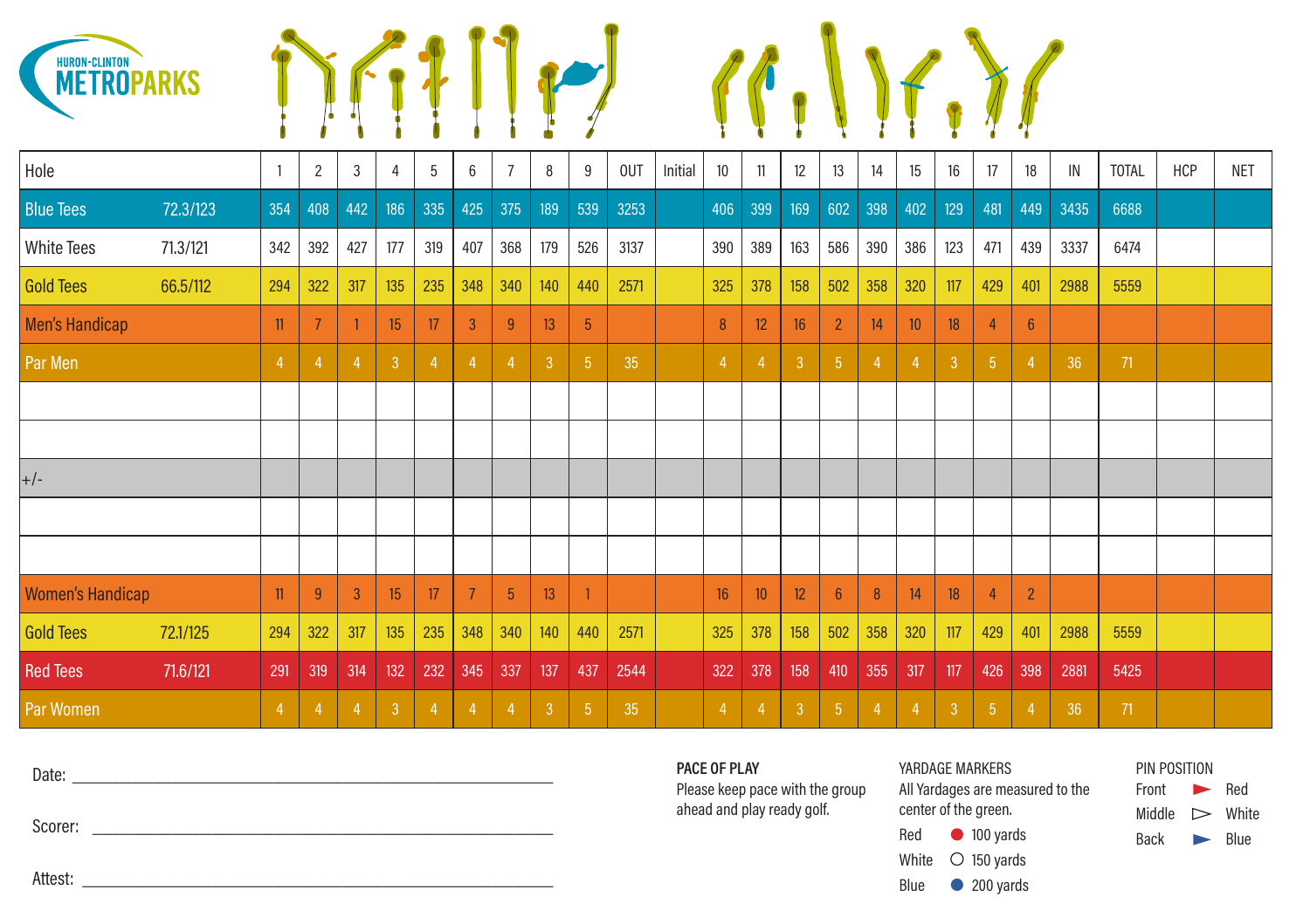HURON-CLINTON METROPARKS

| Hole | | 1 | 2 | 3 | 4 | 5 | 6 | 7 | 8 | 9 | OUT | Initial | 10 | 11 | 12 | 13 | 14 | 15 | 16 | 17 | 18 | IN | TOTAL | HCP | NET |
|---|---|---|---|---|---|---|---|---|---|---|---|---|---|---|---|---|---|---|---|---|---|---|---|---|---|
| Blue Tees | 72.3/123 | 354 | 408 | 442 | 186 | 335 | 425 | 375 | 189 | 539 | 3253 | | 406 | 399 | 169 | 602 | 398 | 402 | 129 | 481 | 449 | 3435 | 6688 | | |
| White Tees | 71.3/121 | 342 | 392 | 427 | 177 | 319 | 407 | 368 | 179 | 526 | 3137 | | 390 | 389 | 163 | 586 | 390 | 386 | 123 | 471 | 439 | 3337 | 6474 | | |
| Gold Tees | 66.5/112 | 294 | 322 | 317 | 135 | 235 | 348 | 340 | 140 | 440 | 2571 | | 325 | 378 | 158 | 502 | 358 | 320 | 117 | 429 | 401 | 2988 | 5559 | | |
| Men's Handicap | | 11 | 7 | 1 | 15 | 17 | 3 | 9 | 13 | 5 | | | 8 | 12 | 16 | 2 | 14 | 10 | 18 | 4 | 6 | | | | |
| Par Men | | 4 | 4 | 4 | 3 | 4 | 4 | 4 | 3 | 5 | 35 | | 4 | 4 | 3 | 5 | 4 | 4 | 3 | 5 | 4 | 36 | 71 | | |
| | | | | | | | | | | | | | | | | | | | | | | | | | |
| | | | | | | | | | | | | | | | | | | | | | | | | | |
| +/- | | | | | | | | | | | | | | | | | | | | | | | | | |
| | | | | | | | | | | | | | | | | | | | | | | | | | |
| | | | | | | | | | | | | | | | | | | | | | | | | | |
| Women's Handicap | | 11 | 9 | 3 | 15 | 17 | 7 | 5 | 13 | 1 | | | 16 | 10 | 12 | 6 | 8 | 14 | 18 | 4 | 2 | | | | |
| Gold Tees | 72.1/125 | 294 | 322 | 317 | 135 | 235 | 348 | 340 | 140 | 440 | 2571 | | 325 | 378 | 158 | 502 | 358 | 320 | 117 | 429 | 401 | 2988 | 5559 | | |
| Red Tees | 71.6/121 | 291 | 319 | 314 | 132 | 232 | 345 | 337 | 137 | 437 | 2544 | | 322 | 378 | 158 | 410 | 355 | 317 | 117 | 426 | 398 | 2881 | 5425 | | |
| Par Women | | 4 | 4 | 4 | 3 | 4 | 4 | 4 | 3 | 5 | 35 | | 4 | 4 | 3 | 5 | 4 | 4 | 3 | 5 | 4 | 36 | 71 | | |

Date: ______________________________

Scorer: ______________________________

Attest: ______________________________

**PACE OF PLAY**

Please keep pace with the group ahead and play ready golf.

**YARDAGE MARKERS**

All Yardages are measured to the center of the green.

- Red — 100 yards
- White — 150 yards
- Blue — 200 yards

**PIN POSITION**

- Front — Red
- Middle — White
- Back — Blue